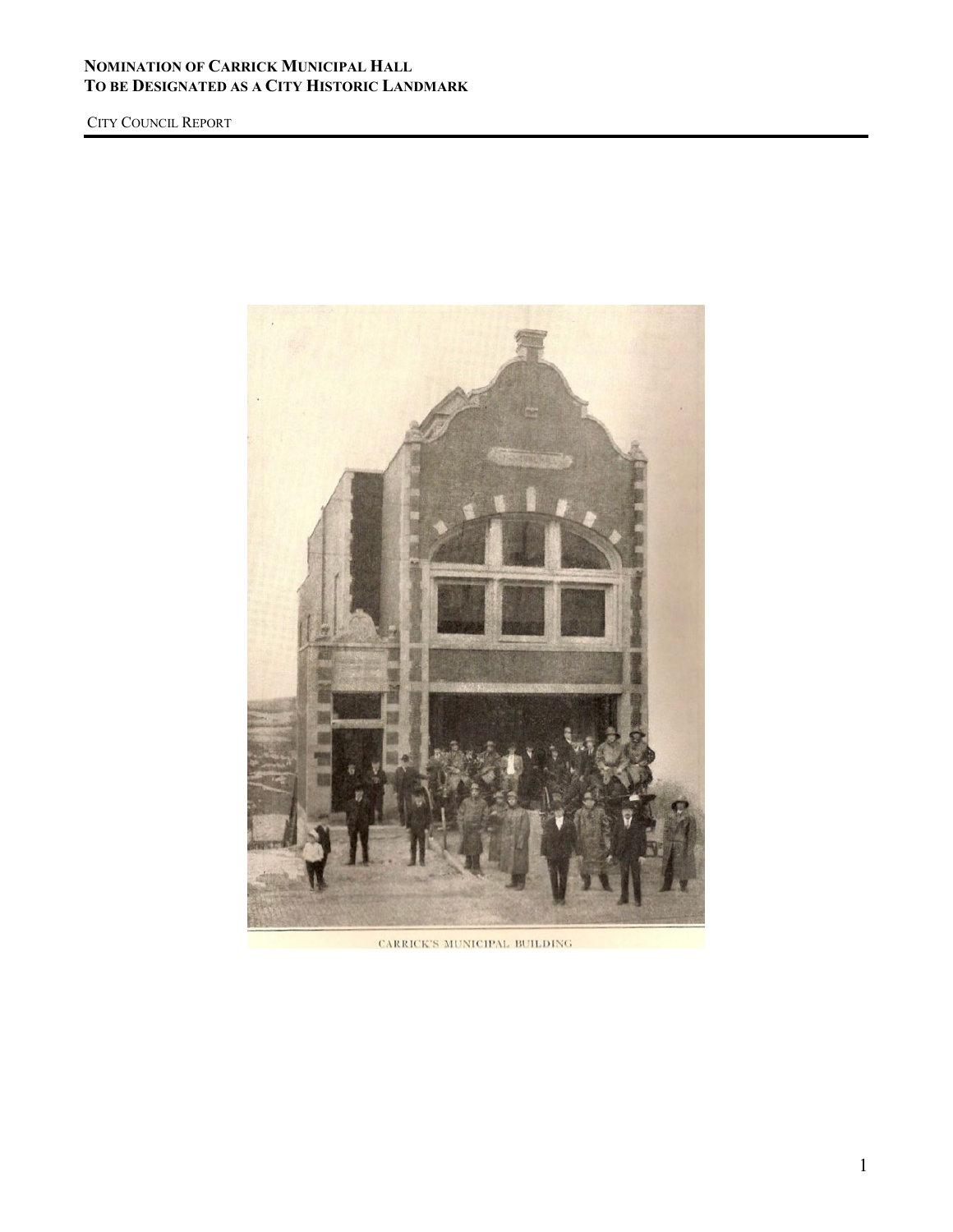**NOMINATION OF CARRICK MUNICIPAL HALL**
**TO BE DESIGNATED AS A CITY HISTORIC LANDMARK**

CITY COUNCIL REPORT

CARRICK'S MUNICIPAL BUILDING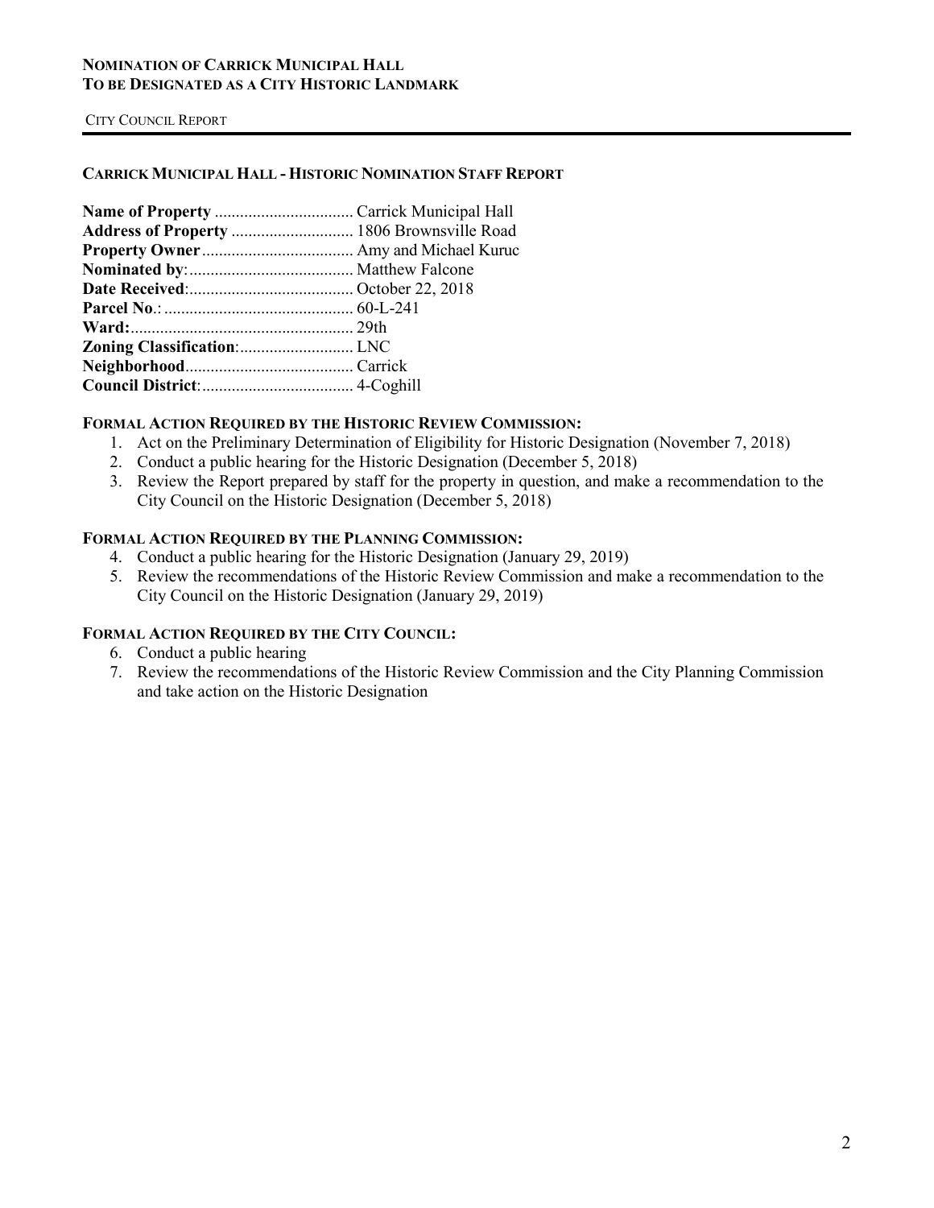## CARRICK MUNICIPAL HALL - HISTORIC NOMINATION STAFF REPORT

**Name of Property** ................................ Carrick Municipal Hall
**Address of Property** ............................ 1806 Brownsville Road
**Property Owner** .................................. Amy and Michael Kuruc
**Nominated by**:..................................... Matthew Falcone
**Date Received**:..................................... October 22, 2018
**Parcel No**.: ........................................... 60-L-241
**Ward:**................................................... 29th
**Zoning Classification**:.......................... LNC
**Neighborhood**...................................... Carrick
**Council District**:.................................. 4-Coghill

### FORMAL ACTION REQUIRED BY THE HISTORIC REVIEW COMMISSION:

1. Act on the Preliminary Determination of Eligibility for Historic Designation (November 7, 2018)
2. Conduct a public hearing for the Historic Designation (December 5, 2018)
3. Review the Report prepared by staff for the property in question, and make a recommendation to the City Council on the Historic Designation (December 5, 2018)

### FORMAL ACTION REQUIRED BY THE PLANNING COMMISSION:

4. Conduct a public hearing for the Historic Designation (January 29, 2019)
5. Review the recommendations of the Historic Review Commission and make a recommendation to the City Council on the Historic Designation (January 29, 2019)

### FORMAL ACTION REQUIRED BY THE CITY COUNCIL:

6. Conduct a public hearing
7. Review the recommendations of the Historic Review Commission and the City Planning Commission and take action on the Historic Designation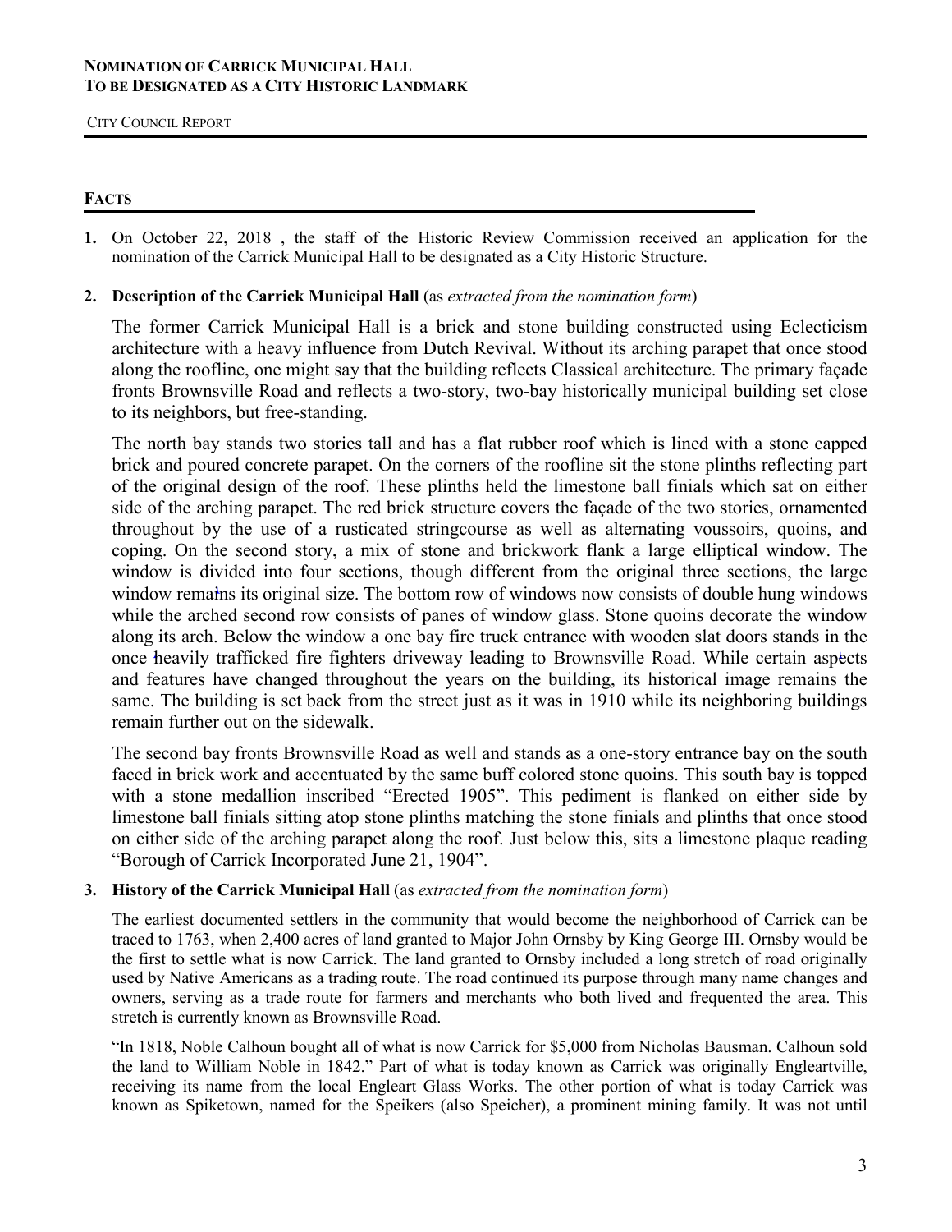**NOMINATION OF CARRICK MUNICIPAL HALL**
**TO BE DESIGNATED AS A CITY HISTORIC LANDMARK**

CITY COUNCIL REPORT

## FACTS

**1.** On October 22, 2018 , the staff of the Historic Review Commission received an application for the nomination of the Carrick Municipal Hall to be designated as a City Historic Structure.

**2. Description of the Carrick Municipal Hall** (as *extracted from the nomination form*)

The former Carrick Municipal Hall is a brick and stone building constructed using Eclecticism architecture with a heavy influence from Dutch Revival. Without its arching parapet that once stood along the roofline, one might say that the building reflects Classical architecture. The primary façade fronts Brownsville Road and reflects a two-story, two-bay historically municipal building set close to its neighbors, but free-standing.

The north bay stands two stories tall and has a flat rubber roof which is lined with a stone capped brick and poured concrete parapet. On the corners of the roofline sit the stone plinths reflecting part of the original design of the roof. These plinths held the limestone ball finials which sat on either side of the arching parapet. The red brick structure covers the façade of the two stories, ornamented throughout by the use of a rusticated stringcourse as well as alternating voussoirs, quoins, and coping. On the second story, a mix of stone and brickwork flank a large elliptical window. The window is divided into four sections, though different from the original three sections, the large window remains its original size. The bottom row of windows now consists of double hung windows while the arched second row consists of panes of window glass. Stone quoins decorate the window along its arch. Below the window a one bay fire truck entrance with wooden slat doors stands in the once heavily trafficked fire fighters driveway leading to Brownsville Road. While certain aspects and features have changed throughout the years on the building, its historical image remains the same. The building is set back from the street just as it was in 1910 while its neighboring buildings remain further out on the sidewalk.

The second bay fronts Brownsville Road as well and stands as a one-story entrance bay on the south faced in brick work and accentuated by the same buff colored stone quoins. This south bay is topped with a stone medallion inscribed "Erected 1905". This pediment is flanked on either side by limestone ball finials sitting atop stone plinths matching the stone finials and plinths that once stood on either side of the arching parapet along the roof. Just below this, sits a limestone plaque reading "Borough of Carrick Incorporated June 21, 1904".

**3. History of the Carrick Municipal Hall** (as *extracted from the nomination form*)

The earliest documented settlers in the community that would become the neighborhood of Carrick can be traced to 1763, when 2,400 acres of land granted to Major John Ornsby by King George III. Ornsby would be the first to settle what is now Carrick. The land granted to Ornsby included a long stretch of road originally used by Native Americans as a trading route. The road continued its purpose through many name changes and owners, serving as a trade route for farmers and merchants who both lived and frequented the area. This stretch is currently known as Brownsville Road.

"In 1818, Noble Calhoun bought all of what is now Carrick for $5,000 from Nicholas Bausman. Calhoun sold the land to William Noble in 1842." Part of what is today known as Carrick was originally Engleartville, receiving its name from the local Engleart Glass Works. The other portion of what is today Carrick was known as Spiketown, named for the Speikers (also Speicher), a prominent mining family. It was not until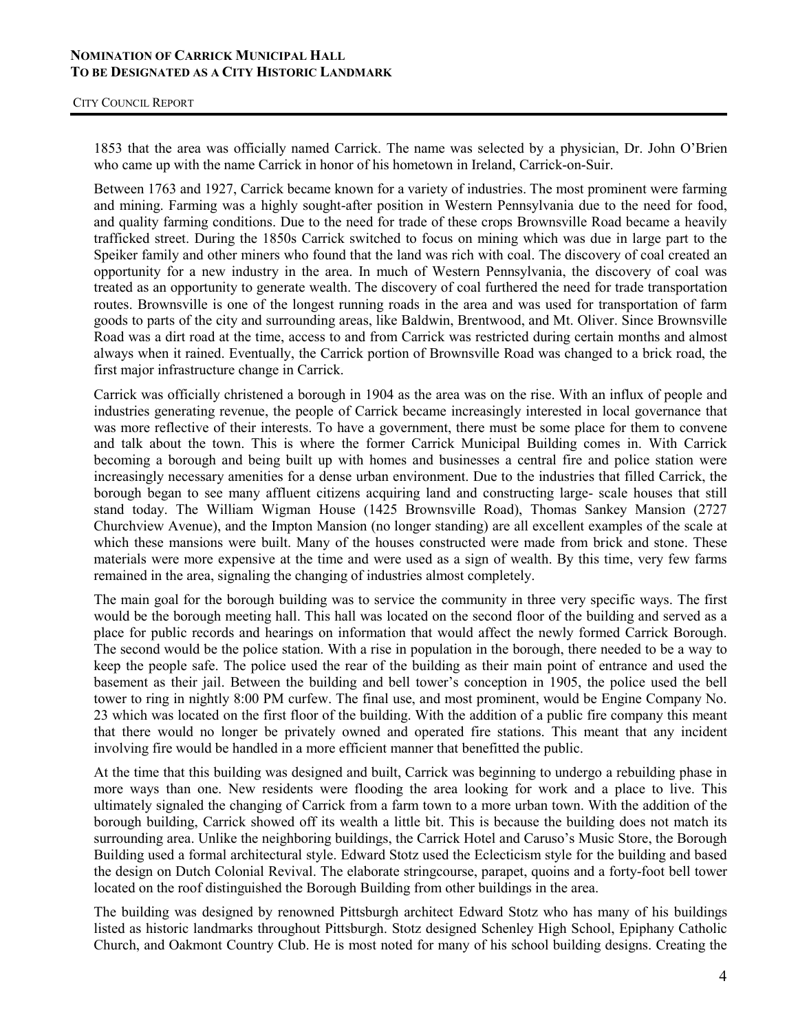1853 that the area was officially named Carrick. The name was selected by a physician, Dr. John O'Brien who came up with the name Carrick in honor of his hometown in Ireland, Carrick-on-Suir.

Between 1763 and 1927, Carrick became known for a variety of industries. The most prominent were farming and mining. Farming was a highly sought-after position in Western Pennsylvania due to the need for food, and quality farming conditions. Due to the need for trade of these crops Brownsville Road became a heavily trafficked street. During the 1850s Carrick switched to focus on mining which was due in large part to the Speiker family and other miners who found that the land was rich with coal. The discovery of coal created an opportunity for a new industry in the area. In much of Western Pennsylvania, the discovery of coal was treated as an opportunity to generate wealth. The discovery of coal furthered the need for trade transportation routes. Brownsville is one of the longest running roads in the area and was used for transportation of farm goods to parts of the city and surrounding areas, like Baldwin, Brentwood, and Mt. Oliver. Since Brownsville Road was a dirt road at the time, access to and from Carrick was restricted during certain months and almost always when it rained. Eventually, the Carrick portion of Brownsville Road was changed to a brick road, the first major infrastructure change in Carrick.

Carrick was officially christened a borough in 1904 as the area was on the rise. With an influx of people and industries generating revenue, the people of Carrick became increasingly interested in local governance that was more reflective of their interests. To have a government, there must be some place for them to convene and talk about the town. This is where the former Carrick Municipal Building comes in. With Carrick becoming a borough and being built up with homes and businesses a central fire and police station were increasingly necessary amenities for a dense urban environment. Due to the industries that filled Carrick, the borough began to see many affluent citizens acquiring land and constructing large- scale houses that still stand today. The William Wigman House (1425 Brownsville Road), Thomas Sankey Mansion (2727 Churchview Avenue), and the Impton Mansion (no longer standing) are all excellent examples of the scale at which these mansions were built. Many of the houses constructed were made from brick and stone. These materials were more expensive at the time and were used as a sign of wealth. By this time, very few farms remained in the area, signaling the changing of industries almost completely.

The main goal for the borough building was to service the community in three very specific ways. The first would be the borough meeting hall. This hall was located on the second floor of the building and served as a place for public records and hearings on information that would affect the newly formed Carrick Borough. The second would be the police station. With a rise in population in the borough, there needed to be a way to keep the people safe. The police used the rear of the building as their main point of entrance and used the basement as their jail. Between the building and bell tower's conception in 1905, the police used the bell tower to ring in nightly 8:00 PM curfew. The final use, and most prominent, would be Engine Company No. 23 which was located on the first floor of the building. With the addition of a public fire company this meant that there would no longer be privately owned and operated fire stations. This meant that any incident involving fire would be handled in a more efficient manner that benefitted the public.

At the time that this building was designed and built, Carrick was beginning to undergo a rebuilding phase in more ways than one. New residents were flooding the area looking for work and a place to live. This ultimately signaled the changing of Carrick from a farm town to a more urban town. With the addition of the borough building, Carrick showed off its wealth a little bit. This is because the building does not match its surrounding area. Unlike the neighboring buildings, the Carrick Hotel and Caruso's Music Store, the Borough Building used a formal architectural style. Edward Stotz used the Eclecticism style for the building and based the design on Dutch Colonial Revival. The elaborate stringcourse, parapet, quoins and a forty-foot bell tower located on the roof distinguished the Borough Building from other buildings in the area.

The building was designed by renowned Pittsburgh architect Edward Stotz who has many of his buildings listed as historic landmarks throughout Pittsburgh. Stotz designed Schenley High School, Epiphany Catholic Church, and Oakmont Country Club. He is most noted for many of his school building designs. Creating the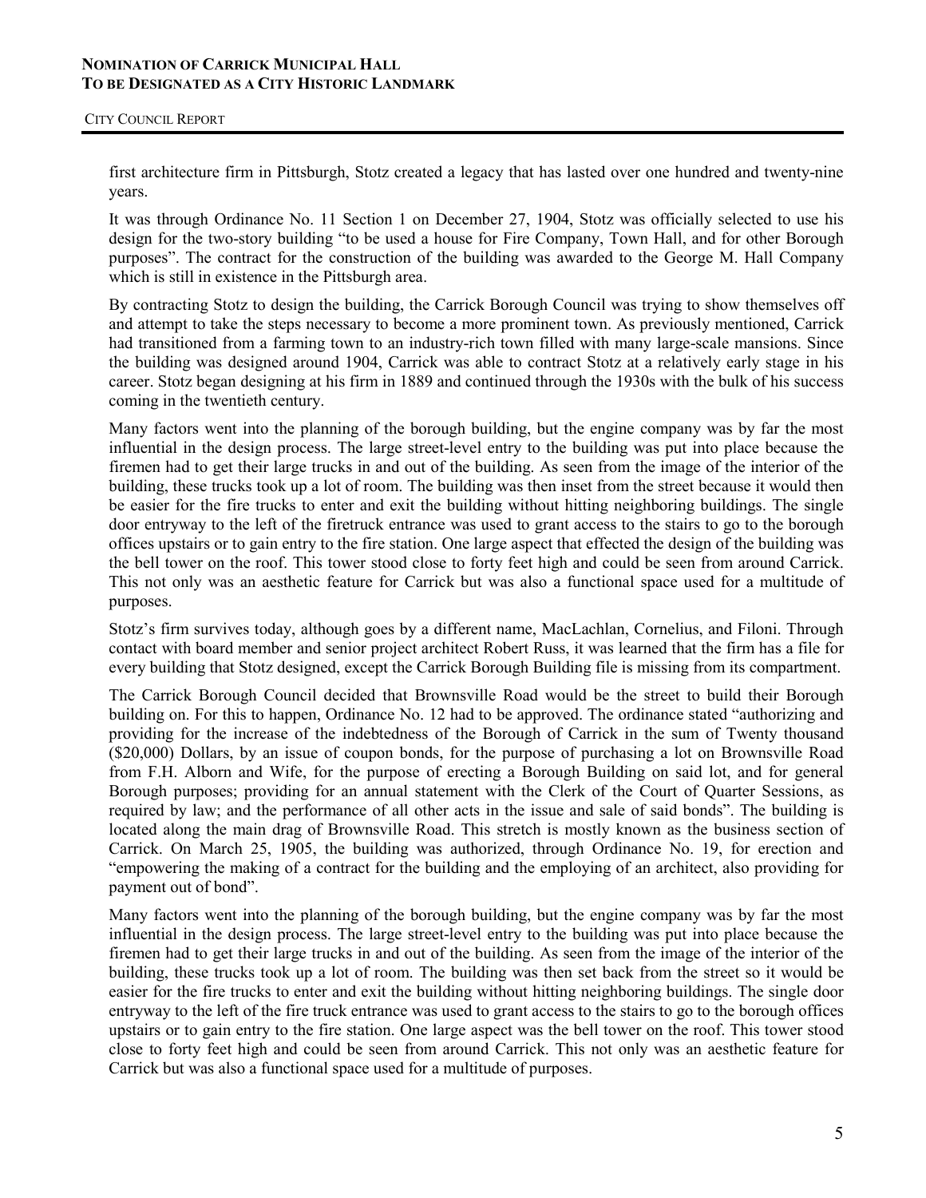first architecture firm in Pittsburgh, Stotz created a legacy that has lasted over one hundred and twenty-nine years.

It was through Ordinance No. 11 Section 1 on December 27, 1904, Stotz was officially selected to use his design for the two-story building "to be used a house for Fire Company, Town Hall, and for other Borough purposes". The contract for the construction of the building was awarded to the George M. Hall Company which is still in existence in the Pittsburgh area.

By contracting Stotz to design the building, the Carrick Borough Council was trying to show themselves off and attempt to take the steps necessary to become a more prominent town. As previously mentioned, Carrick had transitioned from a farming town to an industry-rich town filled with many large-scale mansions. Since the building was designed around 1904, Carrick was able to contract Stotz at a relatively early stage in his career. Stotz began designing at his firm in 1889 and continued through the 1930s with the bulk of his success coming in the twentieth century.

Many factors went into the planning of the borough building, but the engine company was by far the most influential in the design process. The large street-level entry to the building was put into place because the firemen had to get their large trucks in and out of the building. As seen from the image of the interior of the building, these trucks took up a lot of room. The building was then inset from the street because it would then be easier for the fire trucks to enter and exit the building without hitting neighboring buildings. The single door entryway to the left of the firetruck entrance was used to grant access to the stairs to go to the borough offices upstairs or to gain entry to the fire station. One large aspect that effected the design of the building was the bell tower on the roof. This tower stood close to forty feet high and could be seen from around Carrick. This not only was an aesthetic feature for Carrick but was also a functional space used for a multitude of purposes.

Stotz's firm survives today, although goes by a different name, MacLachlan, Cornelius, and Filoni. Through contact with board member and senior project architect Robert Russ, it was learned that the firm has a file for every building that Stotz designed, except the Carrick Borough Building file is missing from its compartment.

The Carrick Borough Council decided that Brownsville Road would be the street to build their Borough building on. For this to happen, Ordinance No. 12 had to be approved. The ordinance stated "authorizing and providing for the increase of the indebtedness of the Borough of Carrick in the sum of Twenty thousand ($20,000) Dollars, by an issue of coupon bonds, for the purpose of purchasing a lot on Brownsville Road from F.H. Alborn and Wife, for the purpose of erecting a Borough Building on said lot, and for general Borough purposes; providing for an annual statement with the Clerk of the Court of Quarter Sessions, as required by law; and the performance of all other acts in the issue and sale of said bonds". The building is located along the main drag of Brownsville Road. This stretch is mostly known as the business section of Carrick. On March 25, 1905, the building was authorized, through Ordinance No. 19, for erection and "empowering the making of a contract for the building and the employing of an architect, also providing for payment out of bond".

Many factors went into the planning of the borough building, but the engine company was by far the most influential in the design process. The large street-level entry to the building was put into place because the firemen had to get their large trucks in and out of the building. As seen from the image of the interior of the building, these trucks took up a lot of room. The building was then set back from the street so it would be easier for the fire trucks to enter and exit the building without hitting neighboring buildings. The single door entryway to the left of the fire truck entrance was used to grant access to the stairs to go to the borough offices upstairs or to gain entry to the fire station. One large aspect was the bell tower on the roof. This tower stood close to forty feet high and could be seen from around Carrick. This not only was an aesthetic feature for Carrick but was also a functional space used for a multitude of purposes.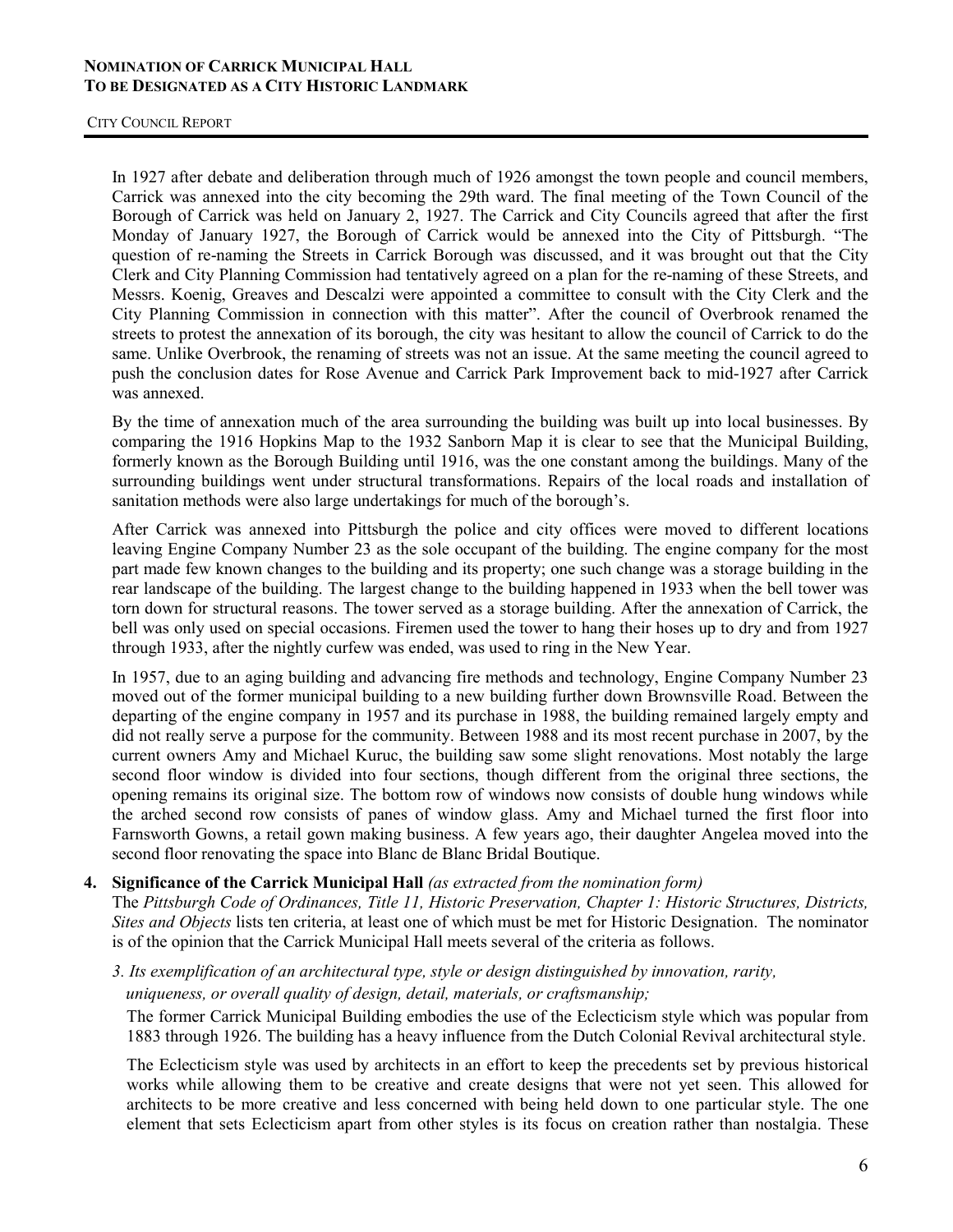In 1927 after debate and deliberation through much of 1926 amongst the town people and council members, Carrick was annexed into the city becoming the 29th ward. The final meeting of the Town Council of the Borough of Carrick was held on January 2, 1927. The Carrick and City Councils agreed that after the first Monday of January 1927, the Borough of Carrick would be annexed into the City of Pittsburgh. "The question of re-naming the Streets in Carrick Borough was discussed, and it was brought out that the City Clerk and City Planning Commission had tentatively agreed on a plan for the re-naming of these Streets, and Messrs. Koenig, Greaves and Descalzi were appointed a committee to consult with the City Clerk and the City Planning Commission in connection with this matter". After the council of Overbrook renamed the streets to protest the annexation of its borough, the city was hesitant to allow the council of Carrick to do the same. Unlike Overbrook, the renaming of streets was not an issue. At the same meeting the council agreed to push the conclusion dates for Rose Avenue and Carrick Park Improvement back to mid-1927 after Carrick was annexed.

By the time of annexation much of the area surrounding the building was built up into local businesses. By comparing the 1916 Hopkins Map to the 1932 Sanborn Map it is clear to see that the Municipal Building, formerly known as the Borough Building until 1916, was the one constant among the buildings. Many of the surrounding buildings went under structural transformations. Repairs of the local roads and installation of sanitation methods were also large undertakings for much of the borough's.

After Carrick was annexed into Pittsburgh the police and city offices were moved to different locations leaving Engine Company Number 23 as the sole occupant of the building. The engine company for the most part made few known changes to the building and its property; one such change was a storage building in the rear landscape of the building. The largest change to the building happened in 1933 when the bell tower was torn down for structural reasons. The tower served as a storage building. After the annexation of Carrick, the bell was only used on special occasions. Firemen used the tower to hang their hoses up to dry and from 1927 through 1933, after the nightly curfew was ended, was used to ring in the New Year.

In 1957, due to an aging building and advancing fire methods and technology, Engine Company Number 23 moved out of the former municipal building to a new building further down Brownsville Road. Between the departing of the engine company in 1957 and its purchase in 1988, the building remained largely empty and did not really serve a purpose for the community. Between 1988 and its most recent purchase in 2007, by the current owners Amy and Michael Kuruc, the building saw some slight renovations. Most notably the large second floor window is divided into four sections, though different from the original three sections, the opening remains its original size. The bottom row of windows now consists of double hung windows while the arched second row consists of panes of window glass. Amy and Michael turned the first floor into Farnsworth Gowns, a retail gown making business. A few years ago, their daughter Angelea moved into the second floor renovating the space into Blanc de Blanc Bridal Boutique.

**4. Significance of the Carrick Municipal Hall** *(as extracted from the nomination form)*

The *Pittsburgh Code of Ordinances, Title 11, Historic Preservation, Chapter 1: Historic Structures, Districts, Sites and Objects* lists ten criteria, at least one of which must be met for Historic Designation. The nominator is of the opinion that the Carrick Municipal Hall meets several of the criteria as follows.

*3. Its exemplification of an architectural type, style or design distinguished by innovation, rarity, uniqueness, or overall quality of design, detail, materials, or craftsmanship;*

The former Carrick Municipal Building embodies the use of the Eclecticism style which was popular from 1883 through 1926. The building has a heavy influence from the Dutch Colonial Revival architectural style.

The Eclecticism style was used by architects in an effort to keep the precedents set by previous historical works while allowing them to be creative and create designs that were not yet seen. This allowed for architects to be more creative and less concerned with being held down to one particular style. The one element that sets Eclecticism apart from other styles is its focus on creation rather than nostalgia. These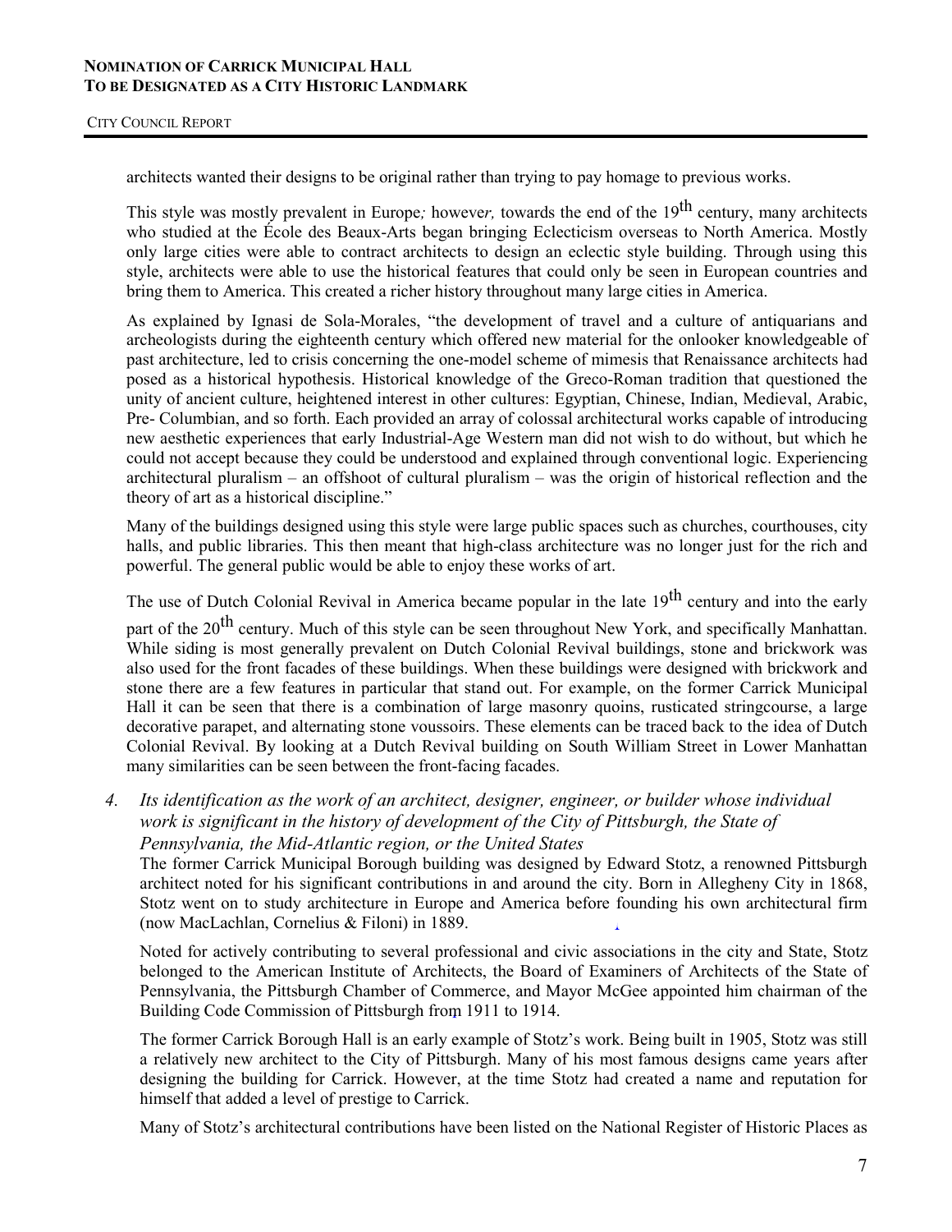architects wanted their designs to be original rather than trying to pay homage to previous works.

This style was mostly prevalent in Europe; however, towards the end of the 19th century, many architects who studied at the École des Beaux-Arts began bringing Eclecticism overseas to North America. Mostly only large cities were able to contract architects to design an eclectic style building. Through using this style, architects were able to use the historical features that could only be seen in European countries and bring them to America. This created a richer history throughout many large cities in America.

As explained by Ignasi de Sola-Morales, "the development of travel and a culture of antiquarians and archeologists during the eighteenth century which offered new material for the onlooker knowledgeable of past architecture, led to crisis concerning the one-model scheme of mimesis that Renaissance architects had posed as a historical hypothesis. Historical knowledge of the Greco-Roman tradition that questioned the unity of ancient culture, heightened interest in other cultures: Egyptian, Chinese, Indian, Medieval, Arabic, Pre- Columbian, and so forth. Each provided an array of colossal architectural works capable of introducing new aesthetic experiences that early Industrial-Age Western man did not wish to do without, but which he could not accept because they could be understood and explained through conventional logic. Experiencing architectural pluralism – an offshoot of cultural pluralism – was the origin of historical reflection and the theory of art as a historical discipline."

Many of the buildings designed using this style were large public spaces such as churches, courthouses, city halls, and public libraries. This then meant that high-class architecture was no longer just for the rich and powerful. The general public would be able to enjoy these works of art.

The use of Dutch Colonial Revival in America became popular in the late 19th century and into the early part of the 20th century. Much of this style can be seen throughout New York, and specifically Manhattan. While siding is most generally prevalent on Dutch Colonial Revival buildings, stone and brickwork was also used for the front facades of these buildings. When these buildings were designed with brickwork and stone there are a few features in particular that stand out. For example, on the former Carrick Municipal Hall it can be seen that there is a combination of large masonry quoins, rusticated stringcourse, a large decorative parapet, and alternating stone voussoirs. These elements can be traced back to the idea of Dutch Colonial Revival. By looking at a Dutch Revival building on South William Street in Lower Manhattan many similarities can be seen between the front-facing facades.

4. *Its identification as the work of an architect, designer, engineer, or builder whose individual work is significant in the history of development of the City of Pittsburgh, the State of Pennsylvania, the Mid-Atlantic region, or the United States*

   The former Carrick Municipal Borough building was designed by Edward Stotz, a renowned Pittsburgh architect noted for his significant contributions in and around the city. Born in Allegheny City in 1868, Stotz went on to study architecture in Europe and America before founding his own architectural firm (now MacLachlan, Cornelius & Filoni) in 1889.

   Noted for actively contributing to several professional and civic associations in the city and State, Stotz belonged to the American Institute of Architects, the Board of Examiners of Architects of the State of Pennsylvania, the Pittsburgh Chamber of Commerce, and Mayor McGee appointed him chairman of the Building Code Commission of Pittsburgh from 1911 to 1914.

   The former Carrick Borough Hall is an early example of Stotz's work. Being built in 1905, Stotz was still a relatively new architect to the City of Pittsburgh. Many of his most famous designs came years after designing the building for Carrick. However, at the time Stotz had created a name and reputation for himself that added a level of prestige to Carrick.

   Many of Stotz's architectural contributions have been listed on the National Register of Historic Places as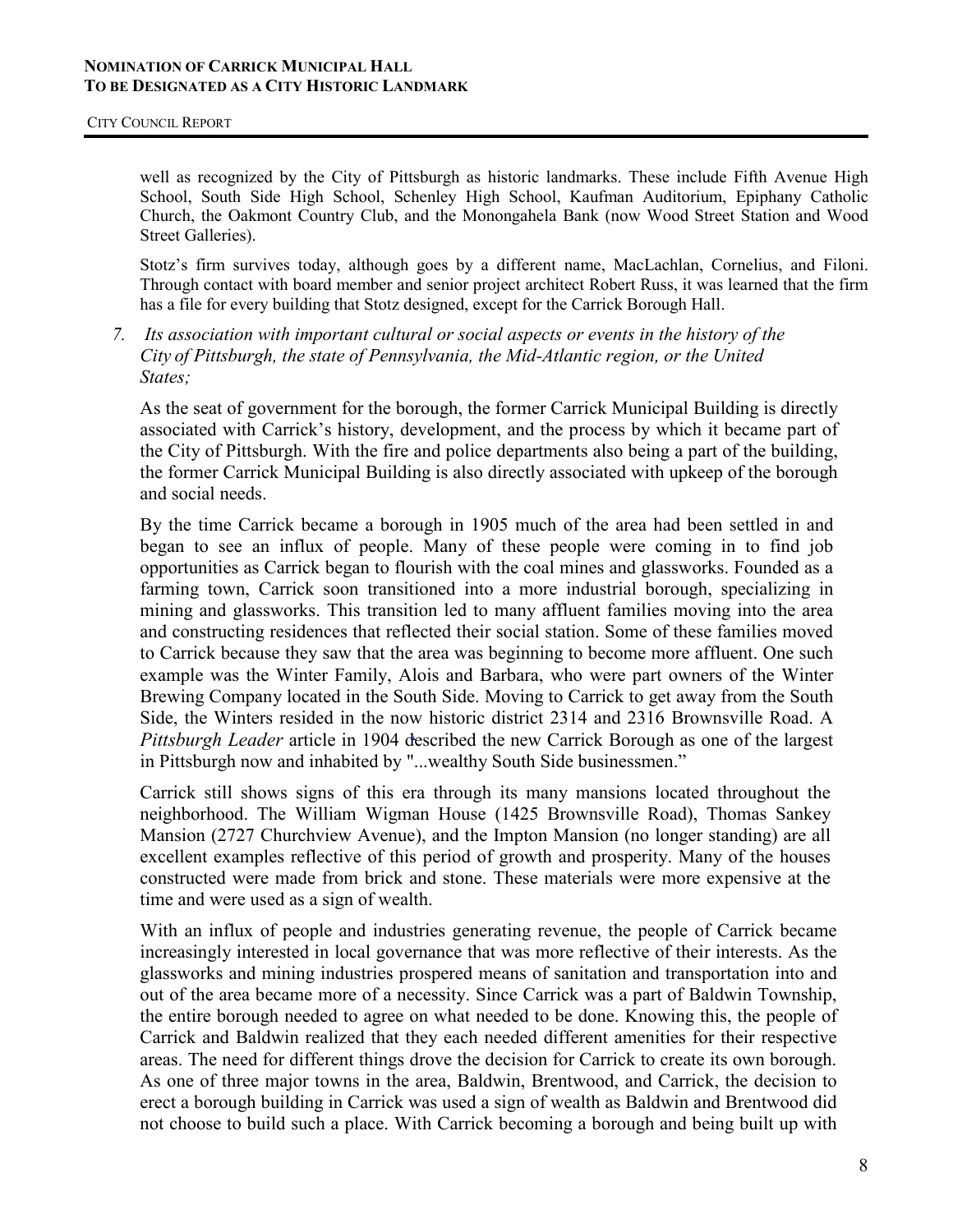well as recognized by the City of Pittsburgh as historic landmarks. These include Fifth Avenue High School, South Side High School, Schenley High School, Kaufman Auditorium, Epiphany Catholic Church, the Oakmont Country Club, and the Monongahela Bank (now Wood Street Station and Wood Street Galleries).

Stotz's firm survives today, although goes by a different name, MacLachlan, Cornelius, and Filoni. Through contact with board member and senior project architect Robert Russ, it was learned that the firm has a file for every building that Stotz designed, except for the Carrick Borough Hall.

*7. Its association with important cultural or social aspects or events in the history of the City of Pittsburgh, the state of Pennsylvania, the Mid-Atlantic region, or the United States;*

As the seat of government for the borough, the former Carrick Municipal Building is directly associated with Carrick's history, development, and the process by which it became part of the City of Pittsburgh. With the fire and police departments also being a part of the building, the former Carrick Municipal Building is also directly associated with upkeep of the borough and social needs.

By the time Carrick became a borough in 1905 much of the area had been settled in and began to see an influx of people. Many of these people were coming in to find job opportunities as Carrick began to flourish with the coal mines and glassworks. Founded as a farming town, Carrick soon transitioned into a more industrial borough, specializing in mining and glassworks. This transition led to many affluent families moving into the area and constructing residences that reflected their social station. Some of these families moved to Carrick because they saw that the area was beginning to become more affluent. One such example was the Winter Family, Alois and Barbara, who were part owners of the Winter Brewing Company located in the South Side. Moving to Carrick to get away from the South Side, the Winters resided in the now historic district 2314 and 2316 Brownsville Road. A *Pittsburgh Leader* article in 1904 described the new Carrick Borough as one of the largest in Pittsburgh now and inhabited by "...wealthy South Side businessmen."

Carrick still shows signs of this era through its many mansions located throughout the neighborhood. The William Wigman House (1425 Brownsville Road), Thomas Sankey Mansion (2727 Churchview Avenue), and the Impton Mansion (no longer standing) are all excellent examples reflective of this period of growth and prosperity. Many of the houses constructed were made from brick and stone. These materials were more expensive at the time and were used as a sign of wealth.

With an influx of people and industries generating revenue, the people of Carrick became increasingly interested in local governance that was more reflective of their interests. As the glassworks and mining industries prospered means of sanitation and transportation into and out of the area became more of a necessity. Since Carrick was a part of Baldwin Township, the entire borough needed to agree on what needed to be done. Knowing this, the people of Carrick and Baldwin realized that they each needed different amenities for their respective areas. The need for different things drove the decision for Carrick to create its own borough. As one of three major towns in the area, Baldwin, Brentwood, and Carrick, the decision to erect a borough building in Carrick was used a sign of wealth as Baldwin and Brentwood did not choose to build such a place. With Carrick becoming a borough and being built up with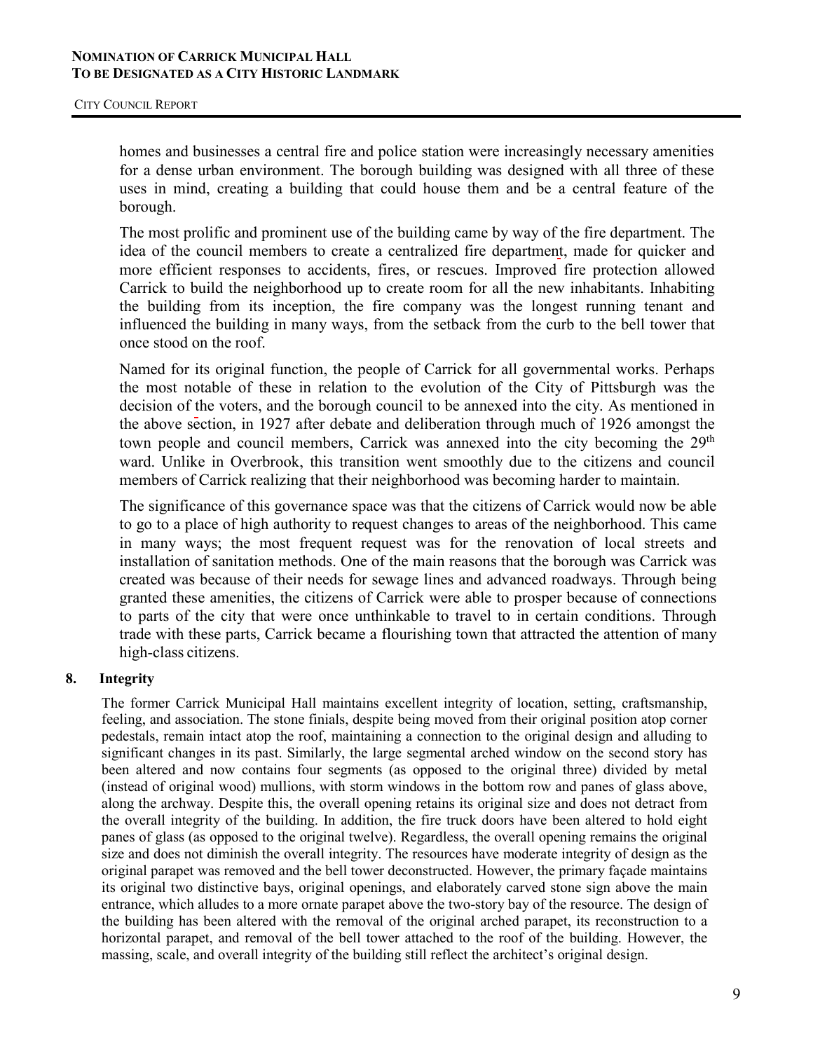homes and businesses a central fire and police station were increasingly necessary amenities for a dense urban environment. The borough building was designed with all three of these uses in mind, creating a building that could house them and be a central feature of the borough.

The most prolific and prominent use of the building came by way of the fire department. The idea of the council members to create a centralized fire department, made for quicker and more efficient responses to accidents, fires, or rescues. Improved fire protection allowed Carrick to build the neighborhood up to create room for all the new inhabitants. Inhabiting the building from its inception, the fire company was the longest running tenant and influenced the building in many ways, from the setback from the curb to the bell tower that once stood on the roof.

Named for its original function, the people of Carrick for all governmental works. Perhaps the most notable of these in relation to the evolution of the City of Pittsburgh was the decision of the voters, and the borough council to be annexed into the city. As mentioned in the above section, in 1927 after debate and deliberation through much of 1926 amongst the town people and council members, Carrick was annexed into the city becoming the 29th ward. Unlike in Overbrook, this transition went smoothly due to the citizens and council members of Carrick realizing that their neighborhood was becoming harder to maintain.

The significance of this governance space was that the citizens of Carrick would now be able to go to a place of high authority to request changes to areas of the neighborhood. This came in many ways; the most frequent request was for the renovation of local streets and installation of sanitation methods. One of the main reasons that the borough was Carrick was created was because of their needs for sewage lines and advanced roadways. Through being granted these amenities, the citizens of Carrick were able to prosper because of connections to parts of the city that were once unthinkable to travel to in certain conditions. Through trade with these parts, Carrick became a flourishing town that attracted the attention of many high-class citizens.

## 8. Integrity

The former Carrick Municipal Hall maintains excellent integrity of location, setting, craftsmanship, feeling, and association. The stone finials, despite being moved from their original position atop corner pedestals, remain intact atop the roof, maintaining a connection to the original design and alluding to significant changes in its past. Similarly, the large segmental arched window on the second story has been altered and now contains four segments (as opposed to the original three) divided by metal (instead of original wood) mullions, with storm windows in the bottom row and panes of glass above, along the archway. Despite this, the overall opening retains its original size and does not detract from the overall integrity of the building. In addition, the fire truck doors have been altered to hold eight panes of glass (as opposed to the original twelve). Regardless, the overall opening remains the original size and does not diminish the overall integrity. The resources have moderate integrity of design as the original parapet was removed and the bell tower deconstructed. However, the primary façade maintains its original two distinctive bays, original openings, and elaborately carved stone sign above the main entrance, which alludes to a more ornate parapet above the two-story bay of the resource. The design of the building has been altered with the removal of the original arched parapet, its reconstruction to a horizontal parapet, and removal of the bell tower attached to the roof of the building. However, the massing, scale, and overall integrity of the building still reflect the architect's original design.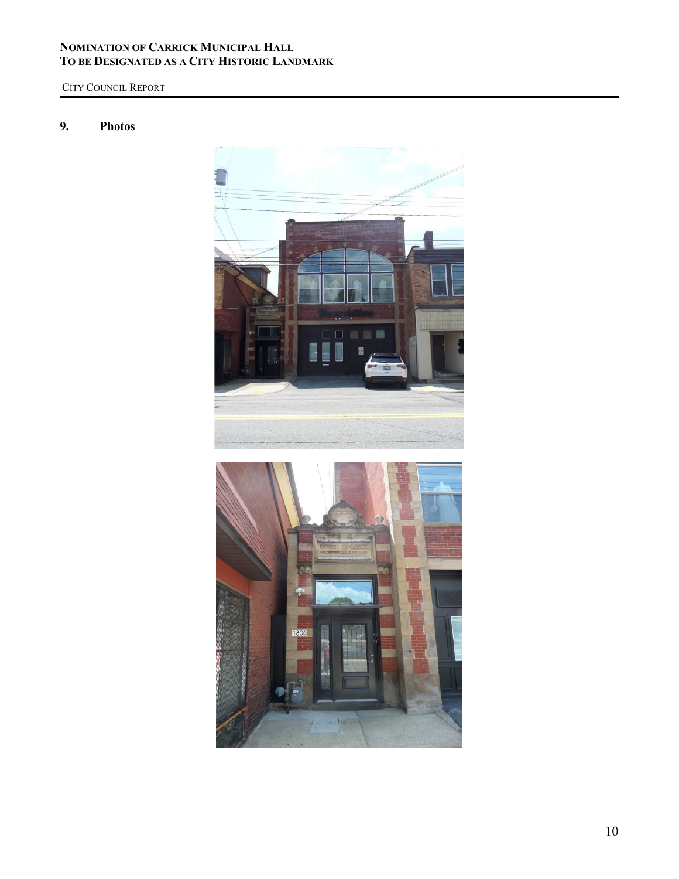## 9. Photos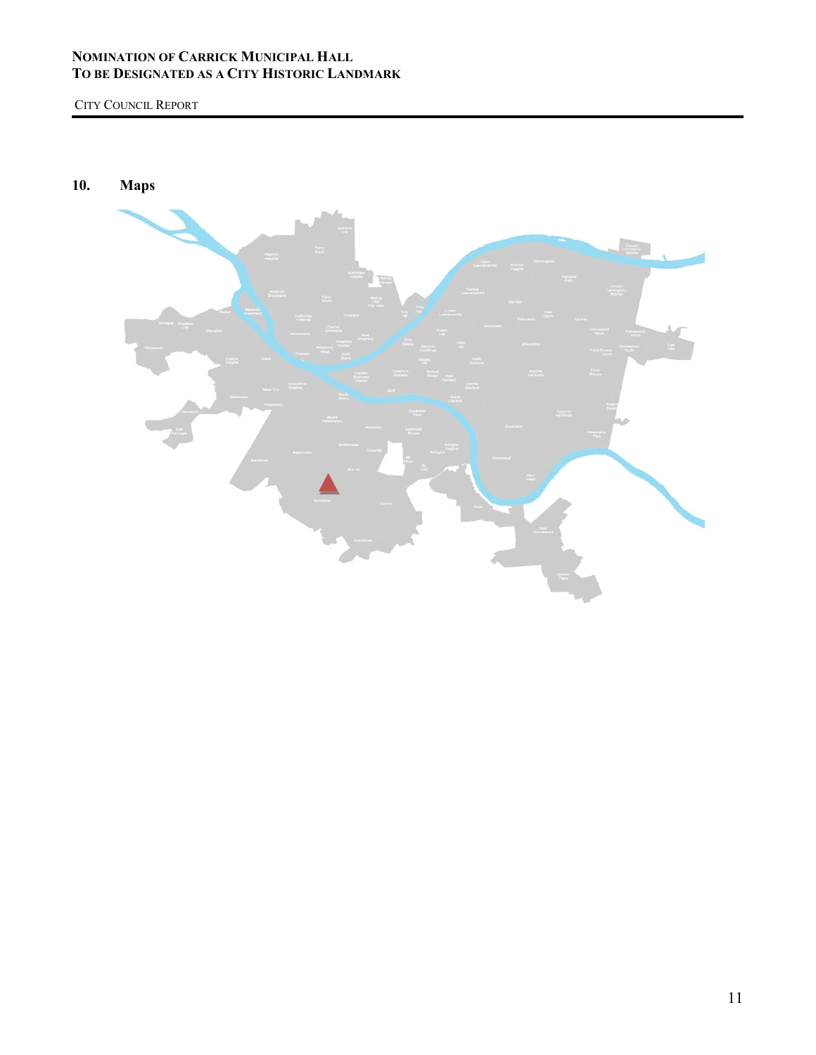## 10. Maps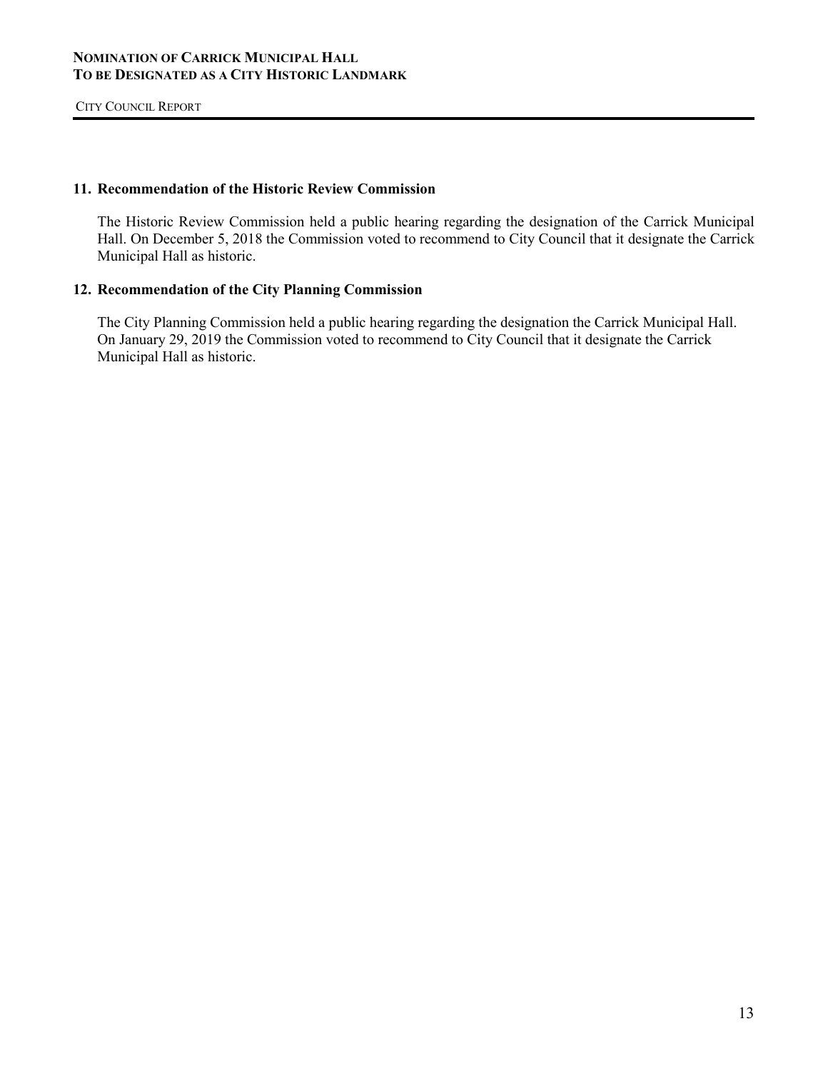## 11. Recommendation of the Historic Review Commission

The Historic Review Commission held a public hearing regarding the designation of the Carrick Municipal Hall. On December 5, 2018 the Commission voted to recommend to City Council that it designate the Carrick Municipal Hall as historic.

## 12. Recommendation of the City Planning Commission

The City Planning Commission held a public hearing regarding the designation the Carrick Municipal Hall. On January 29, 2019 the Commission voted to recommend to City Council that it designate the Carrick Municipal Hall as historic.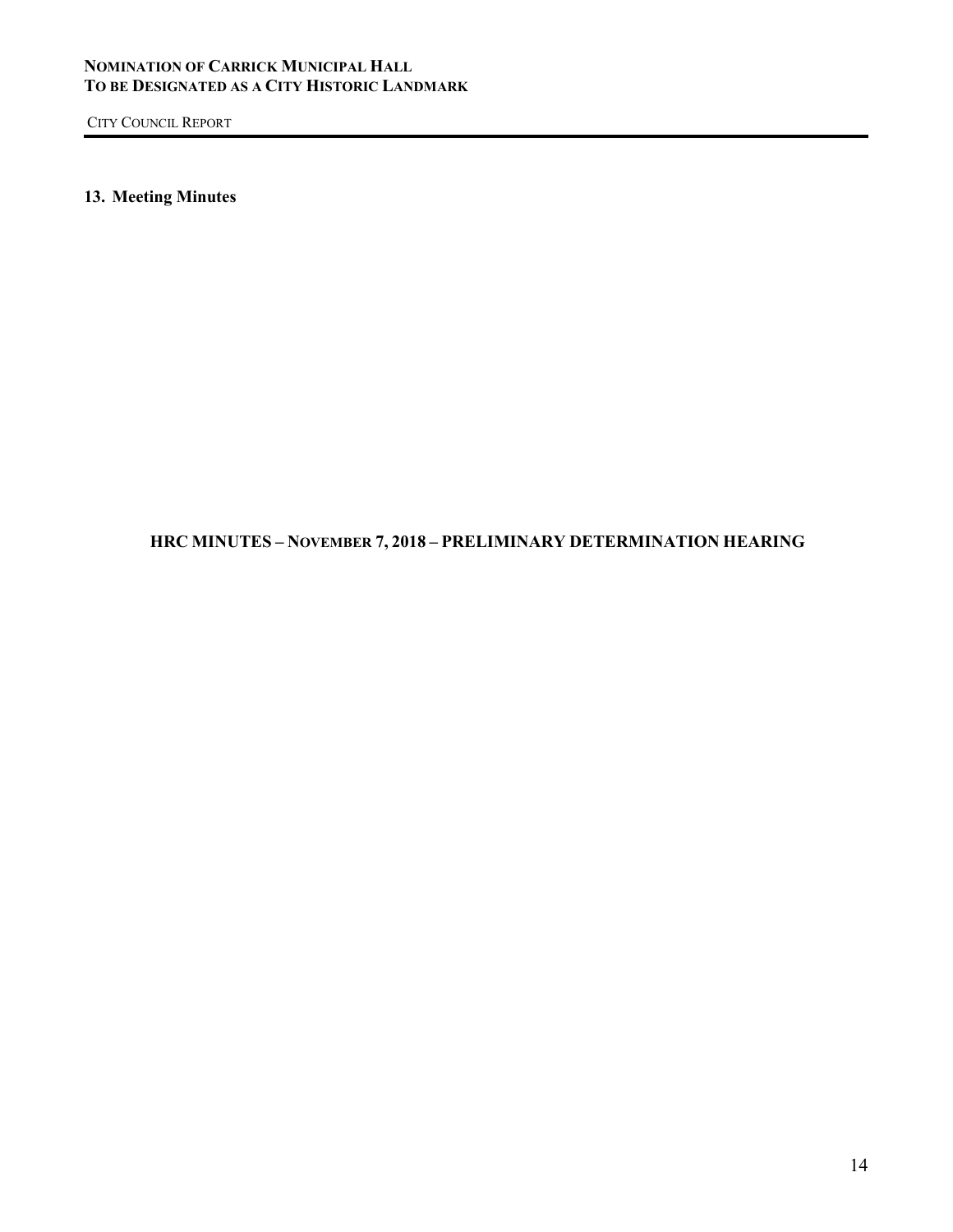## 13. Meeting Minutes

**HRC MINUTES – NOVEMBER 7, 2018 – PRELIMINARY DETERMINATION HEARING**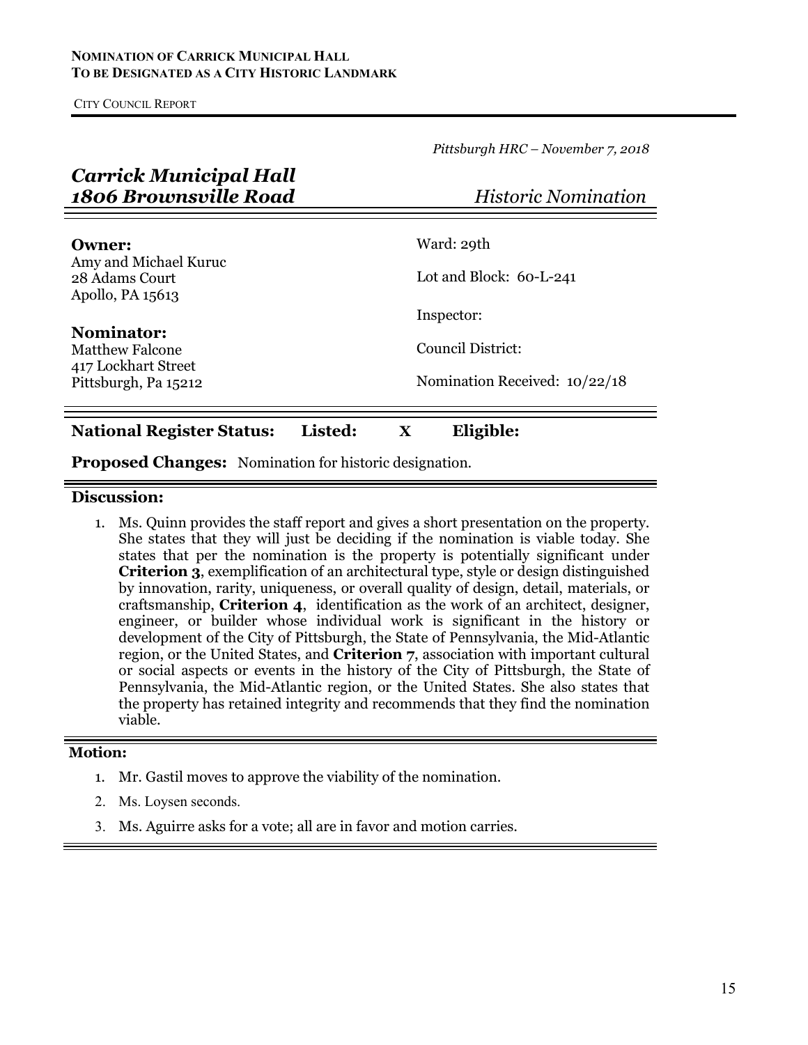**NOMINATION OF CARRICK MUNICIPAL HALL**
**TO BE DESIGNATED AS A CITY HISTORIC LANDMARK**

CITY COUNCIL REPORT

*Pittsburgh HRC – November 7, 2018*

## *Carrick Municipal Hall*
## *1806 Brownsville Road* — *Historic Nomination*

**Owner:**
Amy and Michael Kuruc
28 Adams Court
Apollo, PA 15613

**Nominator:**
Matthew Falcone
417 Lockhart Street
Pittsburgh, Pa 15212

Ward: 29th

Lot and Block: 60-L-241

Inspector:

Council District:

Nomination Received: 10/22/18

**National Register Status: Listed: X Eligible:**

**Proposed Changes:** Nomination for historic designation.

### Discussion:

1. Ms. Quinn provides the staff report and gives a short presentation on the property. She states that they will just be deciding if the nomination is viable today. She states that per the nomination is the property is potentially significant under **Criterion 3**, exemplification of an architectural type, style or design distinguished by innovation, rarity, uniqueness, or overall quality of design, detail, materials, or craftsmanship, **Criterion 4**, identification as the work of an architect, designer, engineer, or builder whose individual work is significant in the history or development of the City of Pittsburgh, the State of Pennsylvania, the Mid-Atlantic region, or the United States, and **Criterion 7**, association with important cultural or social aspects or events in the history of the City of Pittsburgh, the State of Pennsylvania, the Mid-Atlantic region, or the United States. She also states that the property has retained integrity and recommends that they find the nomination viable.

### Motion:

1. Mr. Gastil moves to approve the viability of the nomination.
2. Ms. Loysen seconds.
3. Ms. Aguirre asks for a vote; all are in favor and motion carries.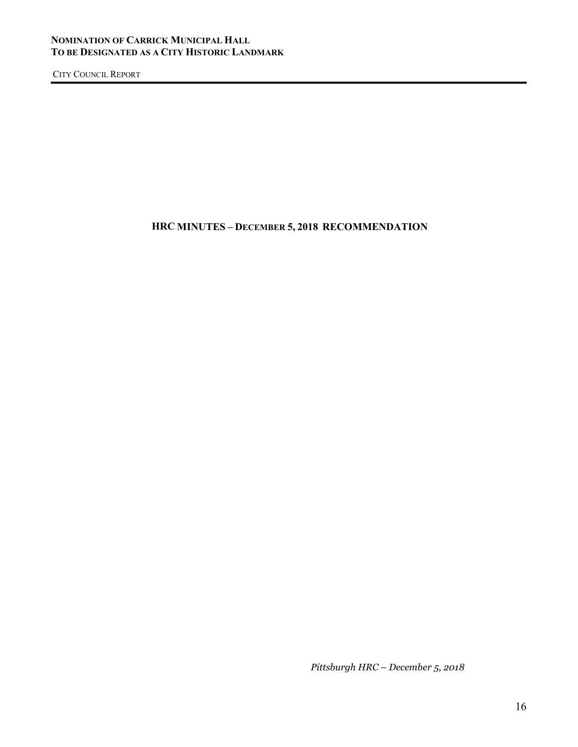## HRC MINUTES – DECEMBER 5, 2018 RECOMMENDATION

*Pittsburgh HRC – December 5, 2018*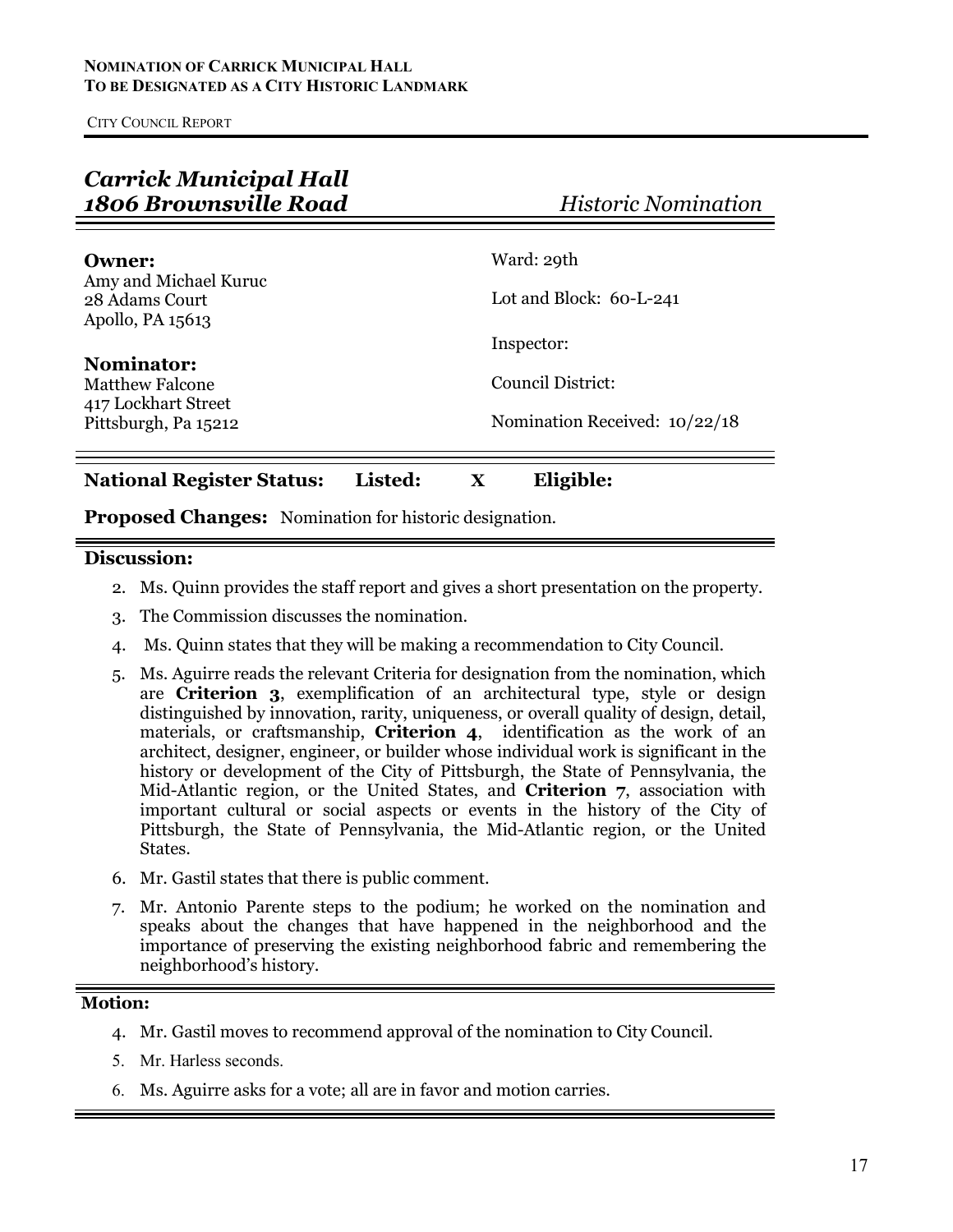**NOMINATION OF CARRICK MUNICIPAL HALL**
**TO BE DESIGNATED AS A CITY HISTORIC LANDMARK**

CITY COUNCIL REPORT

## *Carrick Municipal Hall*
## *1806 Brownsville Road* — *Historic Nomination*

**Owner:**
Amy and Michael Kuruc
28 Adams Court
Apollo, PA 15613

**Nominator:**
Matthew Falcone
417 Lockhart Street
Pittsburgh, Pa 15212

Ward: 29th

Lot and Block: 60-L-241

Inspector:

Council District:

Nomination Received: 10/22/18

**National Register Status:** **Listed:** **X** **Eligible:**

**Proposed Changes:** Nomination for historic designation.

**Discussion:**

2. Ms. Quinn provides the staff report and gives a short presentation on the property.
3. The Commission discusses the nomination.
4. Ms. Quinn states that they will be making a recommendation to City Council.
5. Ms. Aguirre reads the relevant Criteria for designation from the nomination, which are **Criterion 3**, exemplification of an architectural type, style or design distinguished by innovation, rarity, uniqueness, or overall quality of design, detail, materials, or craftsmanship, **Criterion 4**, identification as the work of an architect, designer, engineer, or builder whose individual work is significant in the history or development of the City of Pittsburgh, the State of Pennsylvania, the Mid-Atlantic region, or the United States, and **Criterion 7**, association with important cultural or social aspects or events in the history of the City of Pittsburgh, the State of Pennsylvania, the Mid-Atlantic region, or the United States.
6. Mr. Gastil states that there is public comment.
7. Mr. Antonio Parente steps to the podium; he worked on the nomination and speaks about the changes that have happened in the neighborhood and the importance of preserving the existing neighborhood fabric and remembering the neighborhood's history.

**Motion:**

4. Mr. Gastil moves to recommend approval of the nomination to City Council.
5. Mr. Harless seconds.
6. Ms. Aguirre asks for a vote; all are in favor and motion carries.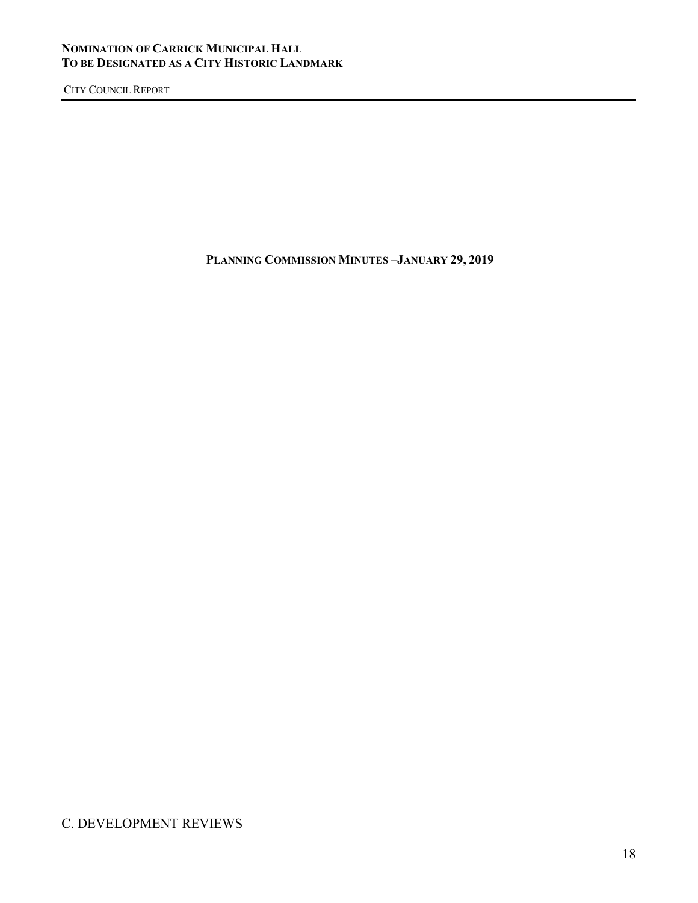**PLANNING COMMISSION MINUTES –JANUARY 29, 2019**

C. DEVELOPMENT REVIEWS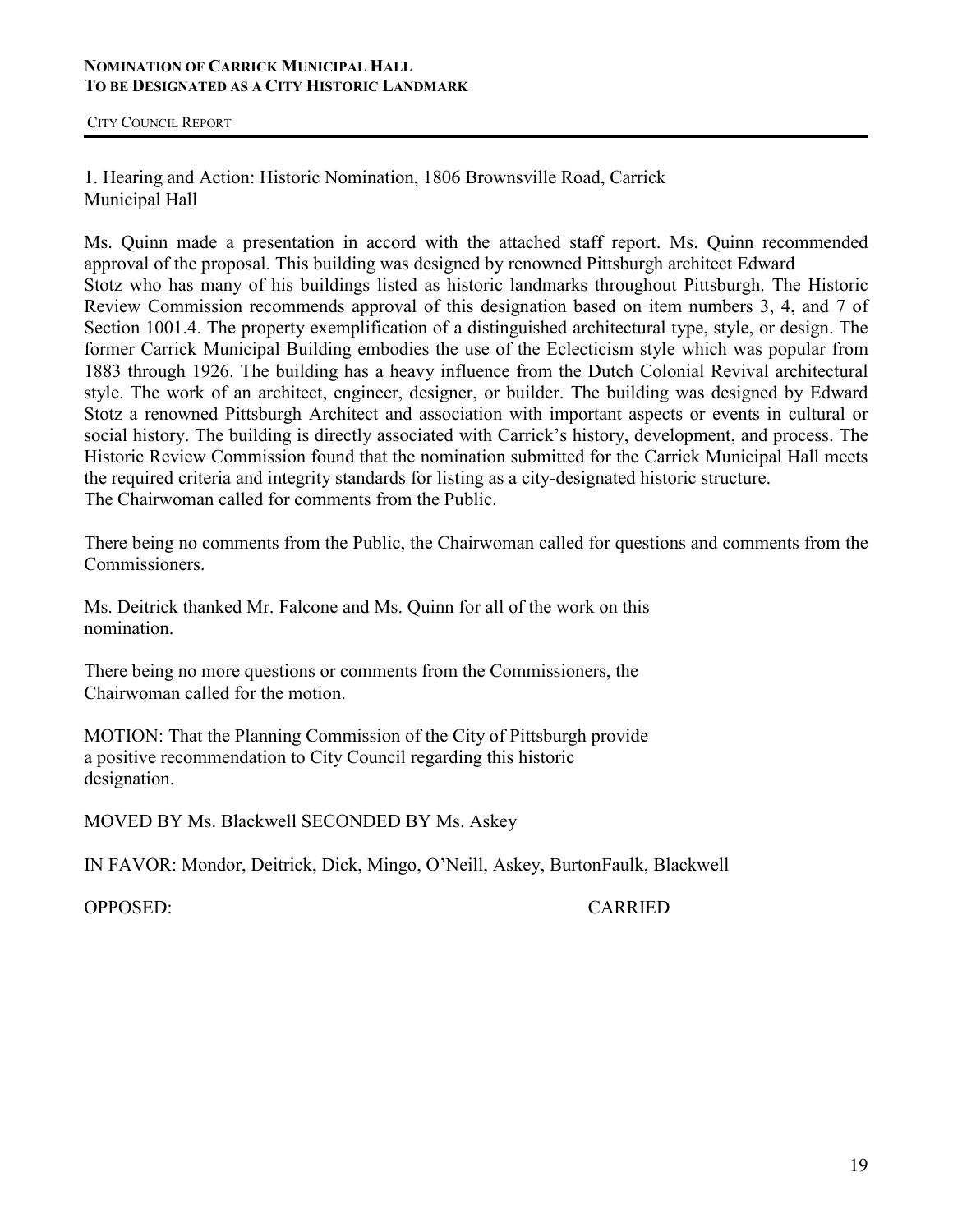1. Hearing and Action: Historic Nomination, 1806 Brownsville Road, Carrick Municipal Hall

Ms. Quinn made a presentation in accord with the attached staff report. Ms. Quinn recommended approval of the proposal. This building was designed by renowned Pittsburgh architect Edward Stotz who has many of his buildings listed as historic landmarks throughout Pittsburgh. The Historic Review Commission recommends approval of this designation based on item numbers 3, 4, and 7 of Section 1001.4. The property exemplification of a distinguished architectural type, style, or design. The former Carrick Municipal Building embodies the use of the Eclecticism style which was popular from 1883 through 1926. The building has a heavy influence from the Dutch Colonial Revival architectural style. The work of an architect, engineer, designer, or builder. The building was designed by Edward Stotz a renowned Pittsburgh Architect and association with important aspects or events in cultural or social history. The building is directly associated with Carrick's history, development, and process. The Historic Review Commission found that the nomination submitted for the Carrick Municipal Hall meets the required criteria and integrity standards for listing as a city-designated historic structure.
The Chairwoman called for comments from the Public.

There being no comments from the Public, the Chairwoman called for questions and comments from the Commissioners.

Ms. Deitrick thanked Mr. Falcone and Ms. Quinn for all of the work on this nomination.

There being no more questions or comments from the Commissioners, the Chairwoman called for the motion.

MOTION: That the Planning Commission of the City of Pittsburgh provide a positive recommendation to City Council regarding this historic designation.

MOVED BY Ms. Blackwell SECONDED BY Ms. Askey

IN FAVOR: Mondor, Deitrick, Dick, Mingo, O'Neill, Askey, BurtonFaulk, Blackwell

OPPOSED: CARRIED